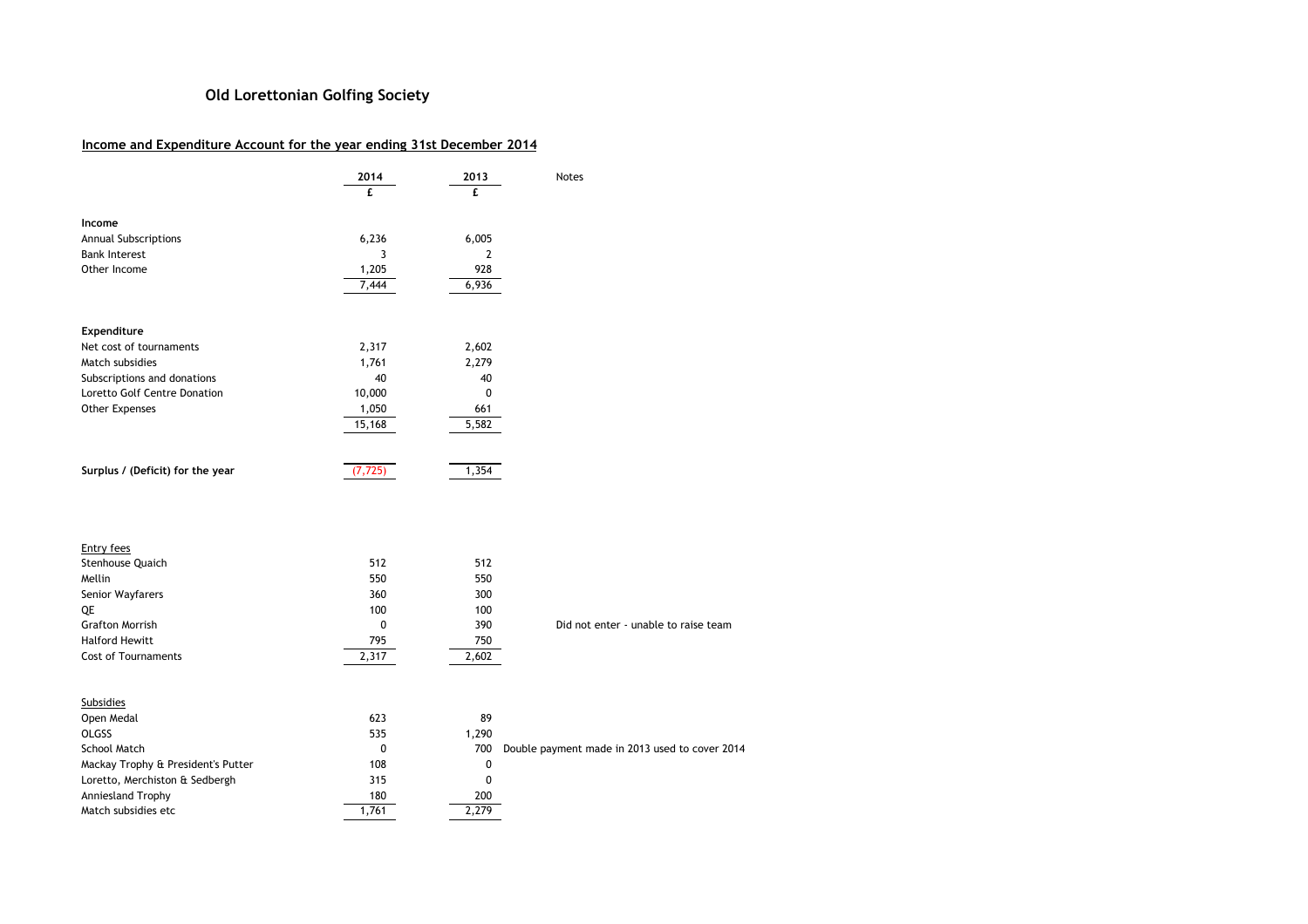# Old Lorettonian Golfing Society

## Income and Expenditure Account for the year ending 31st December 2014

| | 2014 | 2013 | Notes |
|---|---|---|---|
| | £ | £ | |
| **Income** | | | |
| Annual Subscriptions | 6,236 | 6,005 | |
| Bank Interest | 3 | 2 | |
| Other Income | 1,205 | 928 | |
| | 7,444 | 6,936 | |
| **Expenditure** | | | |
| Net cost of tournaments | 2,317 | 2,602 | |
| Match subsidies | 1,761 | 2,279 | |
| Subscriptions and donations | 40 | 40 | |
| Loretto Golf Centre Donation | 10,000 | 0 | |
| Other Expenses | 1,050 | 661 | |
| | 15,168 | 5,582 | |
| **Surplus / (Deficit) for the year** | (7,725) | 1,354 | |

| Entry fees | 2014 | 2013 | Notes |
|---|---|---|---|
| Stenhouse Quaich | 512 | 512 | |
| Mellin | 550 | 550 | |
| Senior Wayfarers | 360 | 300 | |
| QE | 100 | 100 | |
| Grafton Morrish | 0 | 390 | Did not enter - unable to raise team |
| Halford Hewitt | 795 | 750 | |
| Cost of Tournaments | 2,317 | 2,602 | |

| Subsidies | 2014 | 2013 | Notes |
|---|---|---|---|
| Open Medal | 623 | 89 | |
| OLGSS | 535 | 1,290 | |
| School Match | 0 | 700 | Double payment made in 2013 used to cover 2014 |
| Mackay Trophy & President's Putter | 108 | 0 | |
| Loretto, Merchiston & Sedbergh | 315 | 0 | |
| Anniesland Trophy | 180 | 200 | |
| Match subsidies etc | 1,761 | 2,279 | |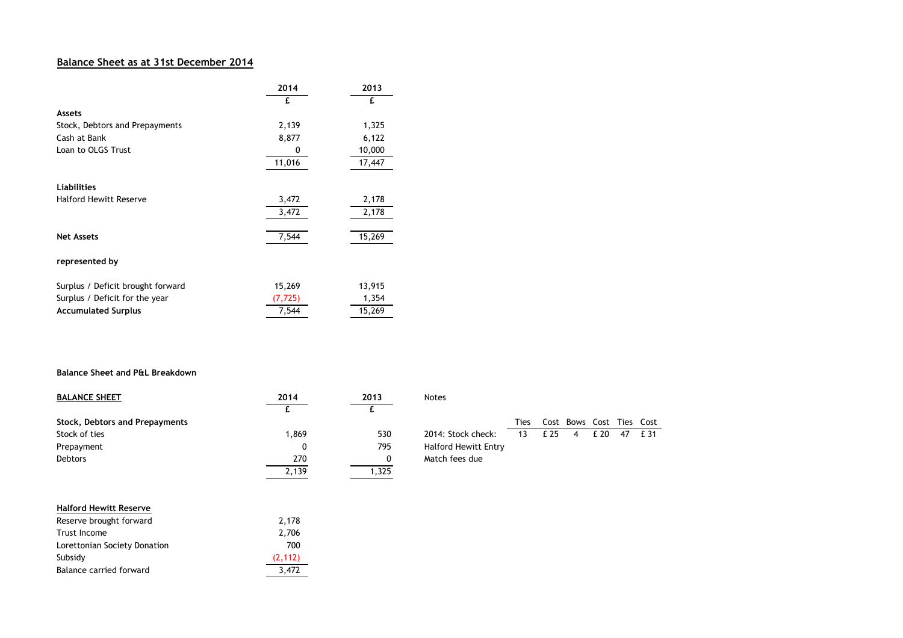## Balance Sheet as at 31st December 2014

| | 2014 | 2013 |
|---|---|---|
| | £ | £ |
| **Assets** | | |
| Stock, Debtors and Prepayments | 2,139 | 1,325 |
| Cash at Bank | 8,877 | 6,122 |
| Loan to OLGS Trust | 0 | 10,000 |
| | 11,016 | 17,447 |
| **Liabilities** | | |
| Halford Hewitt Reserve | 3,472 | 2,178 |
| | 3,472 | 2,178 |
| **Net Assets** | 7,544 | 15,269 |
| **represented by** | | |
| Surplus / Deficit brought forward | 15,269 | 13,915 |
| Surplus / Deficit for the year | (7,725) | 1,354 |
| **Accumulated Surplus** | 7,544 | 15,269 |

### Balance Sheet and P&L Breakdown

| BALANCE SHEET | 2014 | 2013 | Notes | Ties | Cost | Bows | Cost | Ties | Cost |
|---|---|---|---|---|---|---|---|---|---|
| | £ | £ | | | | | | | |
| **Stock, Debtors and Prepayments** | | | | | | | | | |
| Stock of ties | 1,869 | 530 | 2014: Stock check: | 13 | £ 25 | 4 | £ 20 | 47 | £ 31 |
| Prepayment | 0 | 795 | Halford Hewitt Entry | | | | | | |
| Debtors | 270 | 0 | Match fees due | | | | | | |
| | 2,139 | 1,325 | | | | | | | |

| Halford Hewitt Reserve | |
|---|---|
| Reserve brought forward | 2,178 |
| Trust Income | 2,706 |
| Lorettonian Society Donation | 700 |
| Subsidy | (2,112) |
| Balance carried forward | 3,472 |